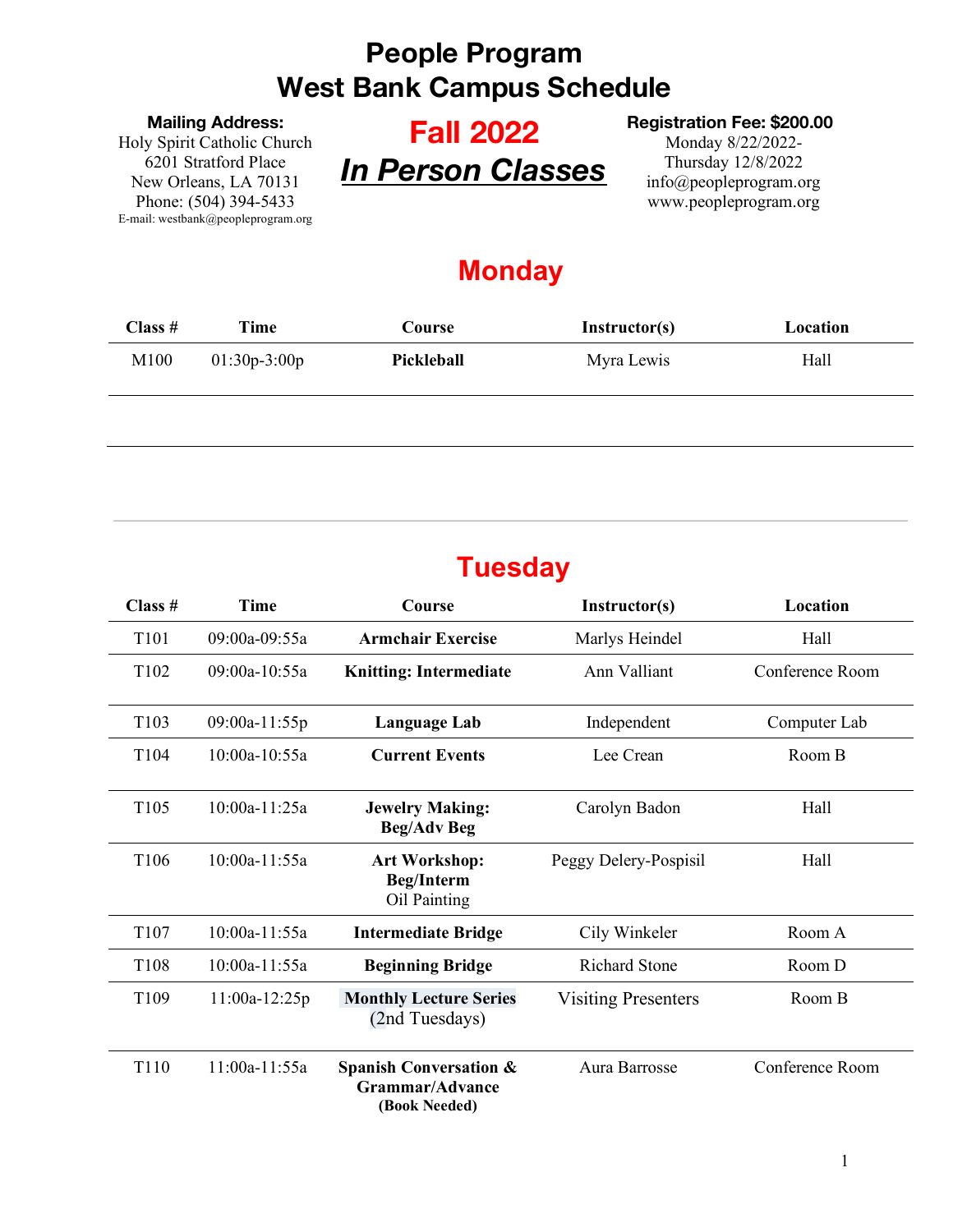# People Program
# West Bank Campus Schedule

**Mailing Address:**
Holy Spirit Catholic Church
6201 Stratford Place
New Orleans, LA 70131
Phone: (504) 394-5433
E-mail: westbank@peopleprogram.org

## Fall 2022
## ***In Person Classes***

**Registration Fee: $200.00**
Monday 8/22/2022-
Thursday 12/8/2022
info@peopleprogram.org
www.peopleprogram.org

## Monday

| Class # | Time | Course | Instructor(s) | Location |
|---|---|---|---|---|
| M100 | 01:30p-3:00p | **Pickleball** | Myra Lewis | Hall |

## Tuesday

| Class # | Time | Course | Instructor(s) | Location |
|---|---|---|---|---|
| T101 | 09:00a-09:55a | **Armchair Exercise** | Marlys Heindel | Hall |
| T102 | 09:00a-10:55a | **Knitting: Intermediate** | Ann Valliant | Conference Room |
| T103 | 09:00a-11:55p | **Language Lab** | Independent | Computer Lab |
| T104 | 10:00a-10:55a | **Current Events** | Lee Crean | Room B |
| T105 | 10:00a-11:25a | **Jewelry Making: Beg/Adv Beg** | Carolyn Badon | Hall |
| T106 | 10:00a-11:55a | **Art Workshop: Beg/Interm** Oil Painting | Peggy Delery-Pospisil | Hall |
| T107 | 10:00a-11:55a | **Intermediate Bridge** | Cily Winkeler | Room A |
| T108 | 10:00a-11:55a | **Beginning Bridge** | Richard Stone | Room D |
| T109 | 11:00a-12:25p | **Monthly Lecture Series** (2nd Tuesdays) | Visiting Presenters | Room B |
| T110 | 11:00a-11:55a | **Spanish Conversation & Grammar/Advance (Book Needed)** | Aura Barrosse | Conference Room |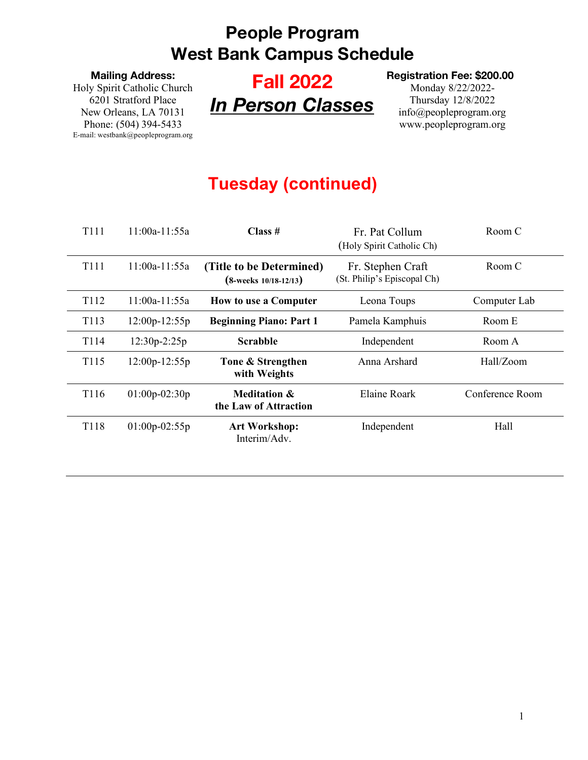# People Program
# West Bank Campus Schedule

**Mailing Address:**
Holy Spirit Catholic Church
6201 Stratford Place
New Orleans, LA 70131
Phone: (504) 394-5433
E-mail: westbank@peopleprogram.org

## Fall 2022
## *In Person Classes*

**Registration Fee: $200.00**
Monday 8/22/2022-
Thursday 12/8/2022
info@peopleprogram.org
www.peopleprogram.org

## Tuesday (continued)

| | | | | |
|---|---|---|---|---|
| T111 | 11:00a-11:55a | **Class #** | Fr. Pat Collum (Holy Spirit Catholic Ch) | Room C |
| T111 | 11:00a-11:55a | **(Title to be Determined)** **(8-weeks 10/18-12/13)** | Fr. Stephen Craft (St. Philip's Episcopal Ch) | Room C |
| T112 | 11:00a-11:55a | **How to use a Computer** | Leona Toups | Computer Lab |
| T113 | 12:00p-12:55p | **Beginning Piano: Part 1** | Pamela Kamphuis | Room E |
| T114 | 12:30p-2:25p | **Scrabble** | Independent | Room A |
| T115 | 12:00p-12:55p | **Tone & Strengthen with Weights** | Anna Arshard | Hall/Zoom |
| T116 | 01:00p-02:30p | **Meditation & the Law of Attraction** | Elaine Roark | Conference Room |
| T118 | 01:00p-02:55p | **Art Workshop:** Interim/Adv. | Independent | Hall |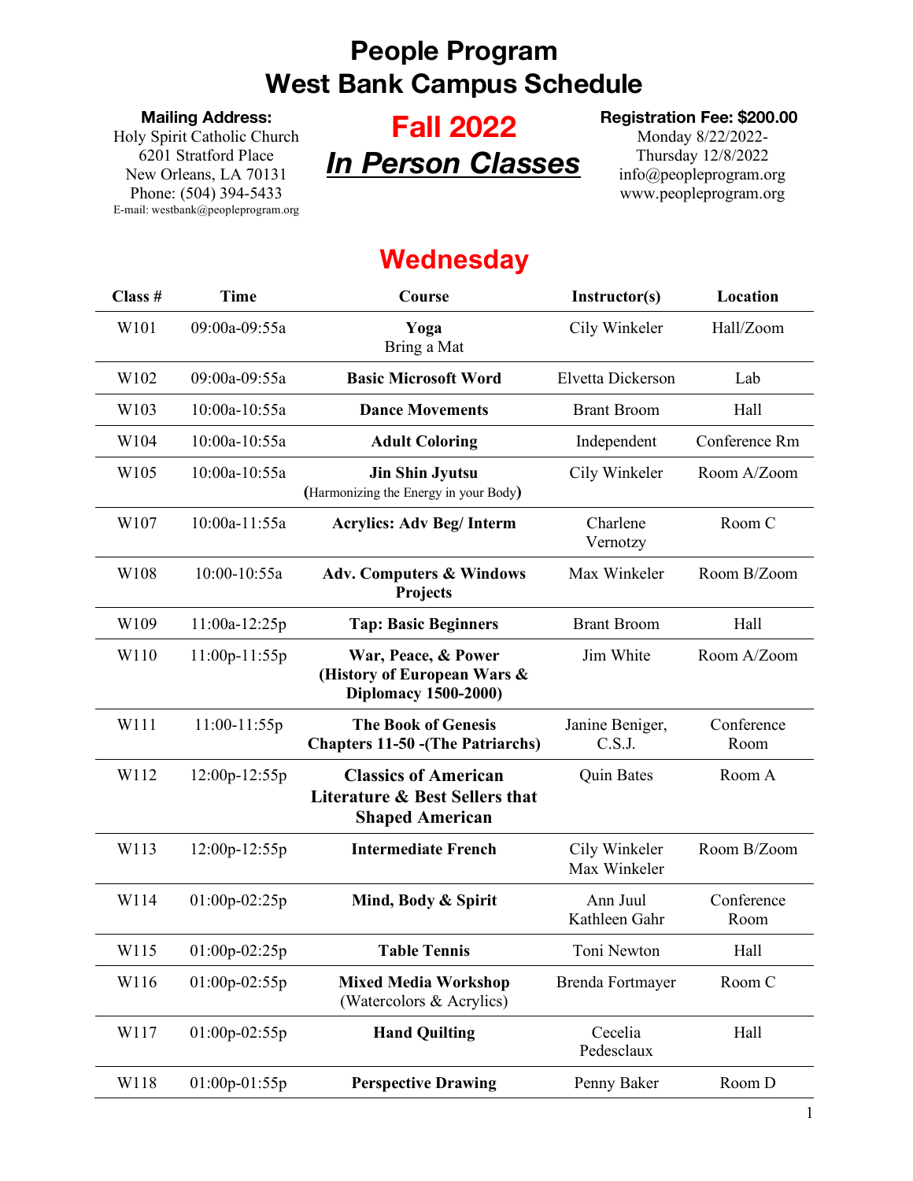# People Program
# West Bank Campus Schedule

**Mailing Address:**
Holy Spirit Catholic Church
6201 Stratford Place
New Orleans, LA 70131
Phone: (504) 394-5433
E-mail: westbank@peopleprogram.org

## Fall 2022
## ***In Person Classes***

**Registration Fee: $200.00**
Monday 8/22/2022-
Thursday 12/8/2022
info@peopleprogram.org
www.peopleprogram.org

## Wednesday

| Class # | Time | Course | Instructor(s) | Location |
|---|---|---|---|---|
| W101 | 09:00a-09:55a | **Yoga** Bring a Mat | Cily Winkeler | Hall/Zoom |
| W102 | 09:00a-09:55a | **Basic Microsoft Word** | Elvetta Dickerson | Lab |
| W103 | 10:00a-10:55a | **Dance Movements** | Brant Broom | Hall |
| W104 | 10:00a-10:55a | **Adult Coloring** | Independent | Conference Rm |
| W105 | 10:00a-10:55a | **Jin Shin Jyutsu** (Harmonizing the Energy in your Body) | Cily Winkeler | Room A/Zoom |
| W107 | 10:00a-11:55a | **Acrylics: Adv Beg/ Interm** | Charlene Vernotzy | Room C |
| W108 | 10:00-10:55a | **Adv. Computers & Windows Projects** | Max Winkeler | Room B/Zoom |
| W109 | 11:00a-12:25p | **Tap: Basic Beginners** | Brant Broom | Hall |
| W110 | 11:00p-11:55p | **War, Peace, & Power (History of European Wars & Diplomacy 1500-2000)** | Jim White | Room A/Zoom |
| W111 | 11:00-11:55p | **The Book of Genesis Chapters 11-50 -(The Patriarchs)** | Janine Beniger, C.S.J. | Conference Room |
| W112 | 12:00p-12:55p | **Classics of American Literature & Best Sellers that Shaped American** | Quin Bates | Room A |
| W113 | 12:00p-12:55p | **Intermediate French** | Cily Winkeler Max Winkeler | Room B/Zoom |
| W114 | 01:00p-02:25p | **Mind, Body & Spirit** | Ann Juul Kathleen Gahr | Conference Room |
| W115 | 01:00p-02:25p | **Table Tennis** | Toni Newton | Hall |
| W116 | 01:00p-02:55p | **Mixed Media Workshop** (Watercolors & Acrylics) | Brenda Fortmayer | Room C |
| W117 | 01:00p-02:55p | **Hand Quilting** | Cecelia Pedesclaux | Hall |
| W118 | 01:00p-01:55p | **Perspective Drawing** | Penny Baker | Room D |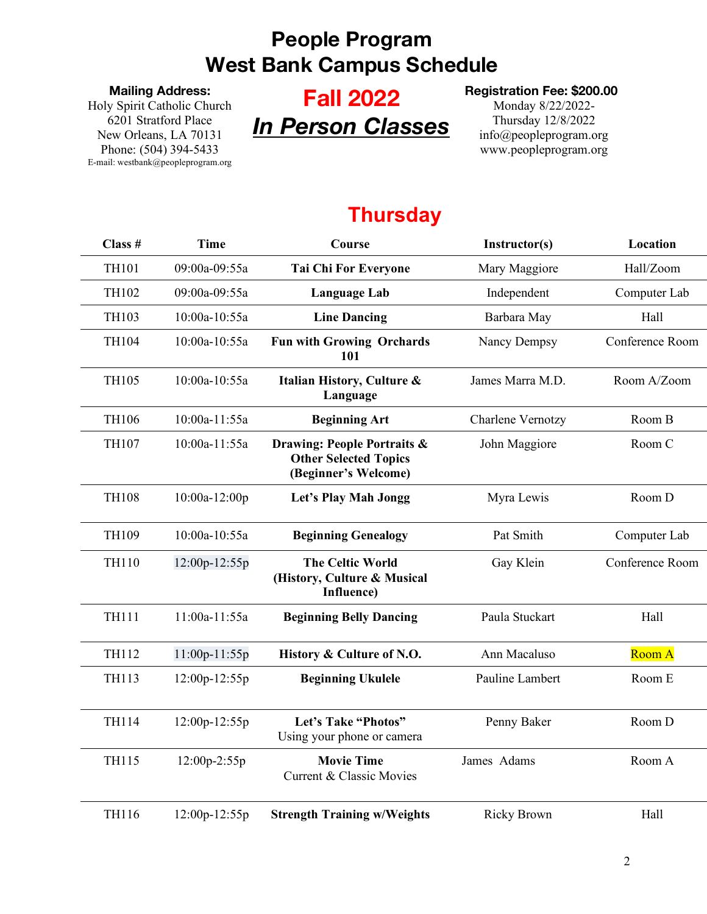# People Program
# West Bank Campus Schedule

**Mailing Address:**
Holy Spirit Catholic Church
6201 Stratford Place
New Orleans, LA 70131
Phone: (504) 394-5433
E-mail: westbank@peopleprogram.org

## Fall 2022
## ***In Person Classes***

**Registration Fee: $200.00**
Monday 8/22/2022-
Thursday 12/8/2022
info@peopleprogram.org
www.peopleprogram.org

## Thursday

| Class # | Time | Course | Instructor(s) | Location |
|---|---|---|---|---|
| TH101 | 09:00a-09:55a | **Tai Chi For Everyone** | Mary Maggiore | Hall/Zoom |
| TH102 | 09:00a-09:55a | **Language Lab** | Independent | Computer Lab |
| TH103 | 10:00a-10:55a | **Line Dancing** | Barbara May | Hall |
| TH104 | 10:00a-10:55a | **Fun with Growing Orchards 101** | Nancy Dempsy | Conference Room |
| TH105 | 10:00a-10:55a | **Italian History, Culture & Language** | James Marra M.D. | Room A/Zoom |
| TH106 | 10:00a-11:55a | **Beginning Art** | Charlene Vernotzy | Room B |
| TH107 | 10:00a-11:55a | **Drawing: People Portraits & Other Selected Topics (Beginner's Welcome)** | John Maggiore | Room C |
| TH108 | 10:00a-12:00p | **Let's Play Mah Jongg** | Myra Lewis | Room D |
| TH109 | 10:00a-10:55a | **Beginning Genealogy** | Pat Smith | Computer Lab |
| TH110 | 12:00p-12:55p | **The Celtic World (History, Culture & Musical Influence)** | Gay Klein | Conference Room |
| TH111 | 11:00a-11:55a | **Beginning Belly Dancing** | Paula Stuckart | Hall |
| TH112 | 11:00p-11:55p | **History & Culture of N.O.** | Ann Macaluso | Room A |
| TH113 | 12:00p-12:55p | **Beginning Ukulele** | Pauline Lambert | Room E |
| TH114 | 12:00p-12:55p | **Let's Take "Photos"** Using your phone or camera | Penny Baker | Room D |
| TH115 | 12:00p-2:55p | **Movie Time** Current & Classic Movies | James Adams | Room A |
| TH116 | 12:00p-12:55p | **Strength Training w/Weights** | Ricky Brown | Hall |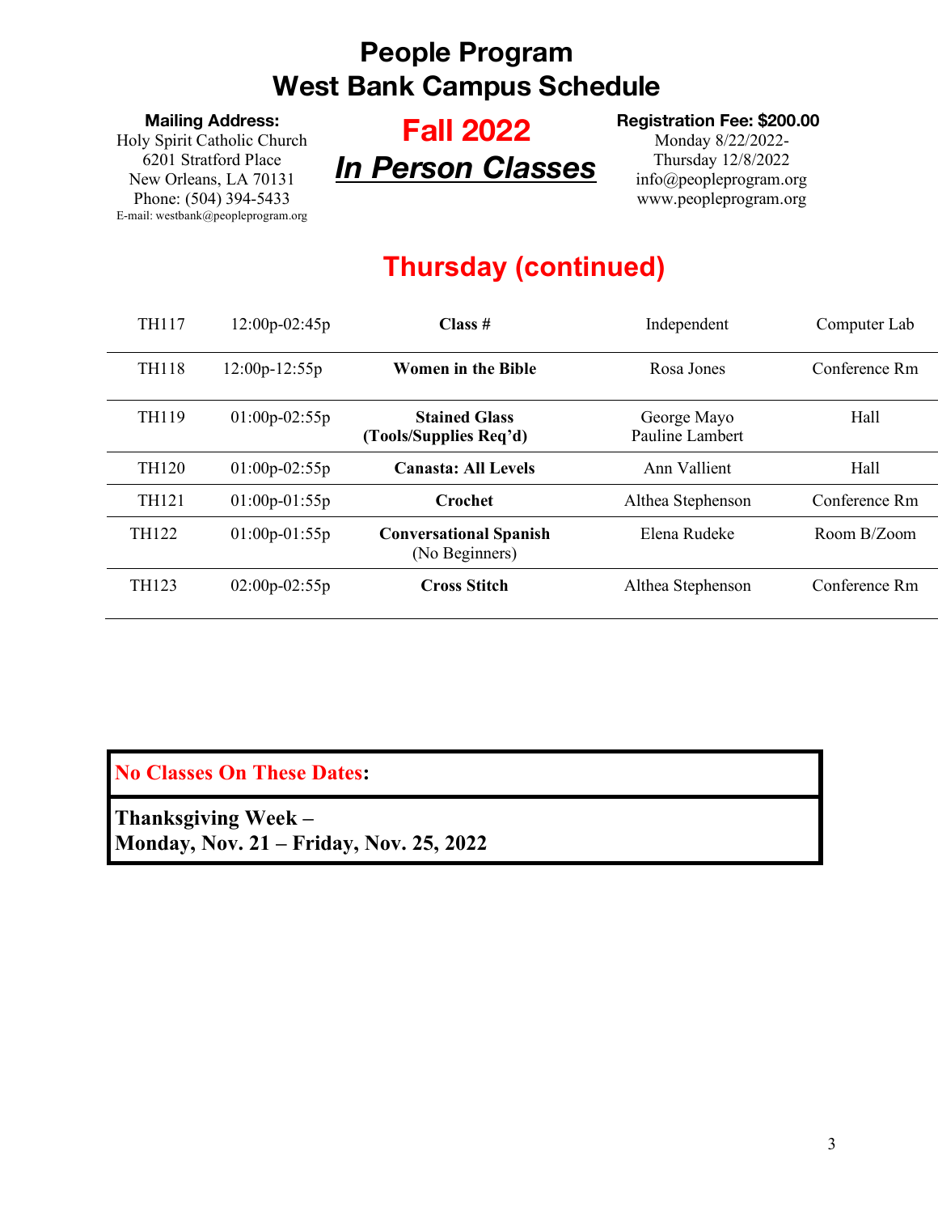# People Program
# West Bank Campus Schedule

**Mailing Address:**
Holy Spirit Catholic Church
6201 Stratford Place
New Orleans, LA 70131
Phone: (504) 394-5433
E-mail: westbank@peopleprogram.org

## Fall 2022
## ***In Person Classes***

**Registration Fee: $200.00**
Monday 8/22/2022-
Thursday 12/8/2022
info@peopleprogram.org
www.peopleprogram.org

## Thursday (continued)

| | | | | |
|---|---|---|---|---|
| TH117 | 12:00p-02:45p | **Class #** | Independent | Computer Lab |
| TH118 | 12:00p-12:55p | **Women in the Bible** | Rosa Jones | Conference Rm |
| TH119 | 01:00p-02:55p | **Stained Glass (Tools/Supplies Req'd)** | George Mayo<br>Pauline Lambert | Hall |
| TH120 | 01:00p-02:55p | **Canasta: All Levels** | Ann Vallient | Hall |
| TH121 | 01:00p-01:55p | **Crochet** | Althea Stephenson | Conference Rm |
| TH122 | 01:00p-01:55p | **Conversational Spanish** (No Beginners) | Elena Rudeke | Room B/Zoom |
| TH123 | 02:00p-02:55p | **Cross Stitch** | Althea Stephenson | Conference Rm |

**No Classes On These Dates:**

**Thanksgiving Week –**
**Monday, Nov. 21 – Friday, Nov. 25, 2022**